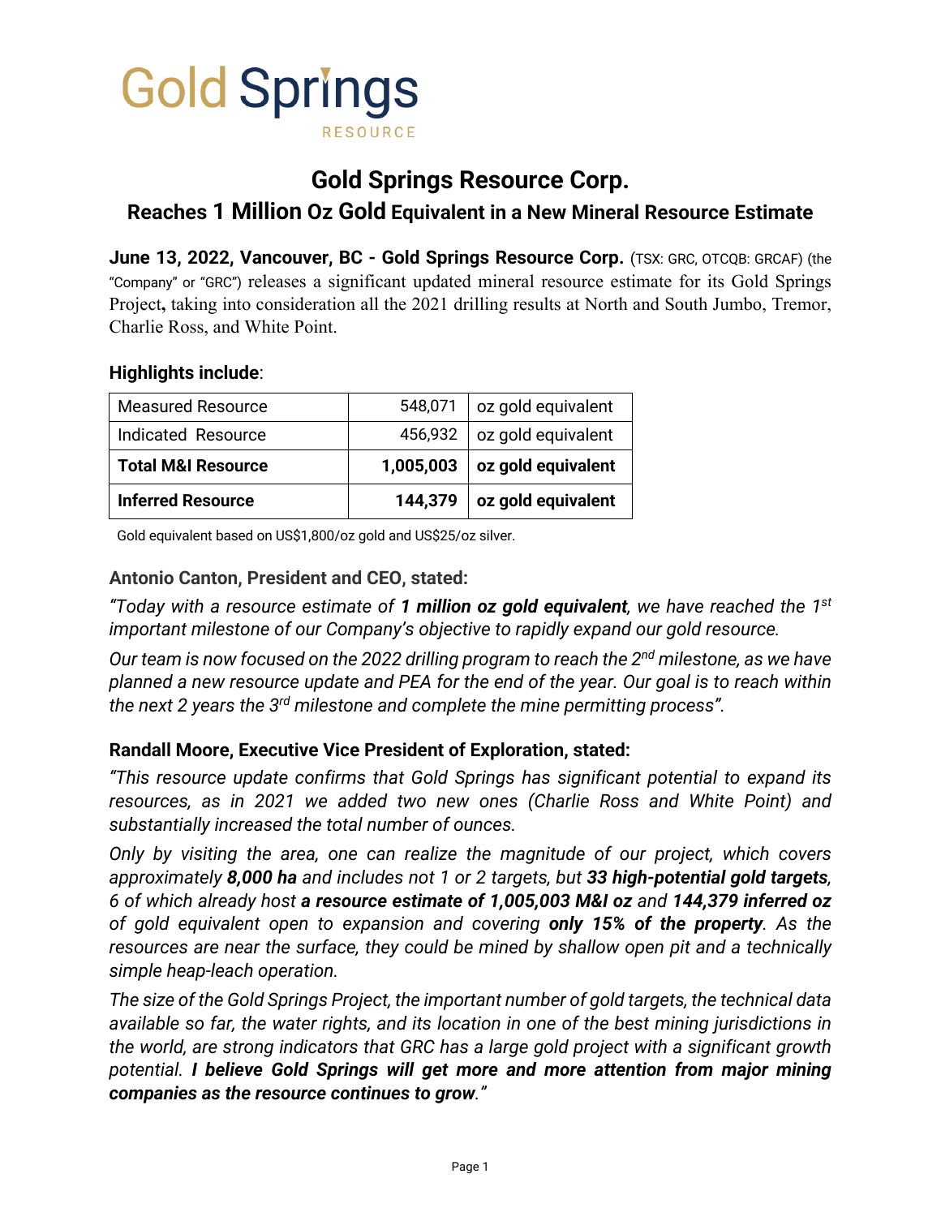Gold Springs RESOURCE

# Gold Springs Resource Corp.

## Reaches 1 Million Oz Gold Equivalent in a New Mineral Resource Estimate

**June 13, 2022, Vancouver, BC - Gold Springs Resource Corp.** (TSX: GRC, OTCQB: GRCAF) (the "Company" or "GRC") releases a significant updated mineral resource estimate for its Gold Springs Project**,** taking into consideration all the 2021 drilling results at North and South Jumbo, Tremor, Charlie Ross, and White Point.

**Highlights include**:

| | | |
|---|---:|---|
| Measured Resource | 548,071 | oz gold equivalent |
| Indicated Resource | 456,932 | oz gold equivalent |
| **Total M&I Resource** | **1,005,003** | **oz gold equivalent** |
| **Inferred Resource** | **144,379** | **oz gold equivalent** |

Gold equivalent based on US$1,800/oz gold and US$25/oz silver.

**Antonio Canton, President and CEO, stated:**

*"Today with a resource estimate of* ***1 million oz gold equivalent****, we have reached the 1st important milestone of our Company's objective to rapidly expand our gold resource.*

*Our team is now focused on the 2022 drilling program to reach the 2nd milestone, as we have planned a new resource update and PEA for the end of the year. Our goal is to reach within the next 2 years the 3rd milestone and complete the mine permitting process".*

**Randall Moore, Executive Vice President of Exploration, stated:**

*"This resource update confirms that Gold Springs has significant potential to expand its resources, as in 2021 we added two new ones (Charlie Ross and White Point) and substantially increased the total number of ounces.*

*Only by visiting the area, one can realize the magnitude of our project, which covers approximately* ***8,000 ha*** *and includes not 1 or 2 targets, but* ***33 high-potential gold targets****, 6 of which already host* ***a resource estimate of 1,005,003 M&I oz*** *and* ***144,379 inferred oz*** *of gold equivalent open to expansion and covering* ***only 15% of the property****. As the resources are near the surface, they could be mined by shallow open pit and a technically simple heap-leach operation.*

*The size of the Gold Springs Project, the important number of gold targets, the technical data available so far, the water rights, and its location in one of the best mining jurisdictions in the world, are strong indicators that GRC has a large gold project with a significant growth potential.* ***I believe Gold Springs will get more and more attention from major mining companies as the resource continues to grow****."*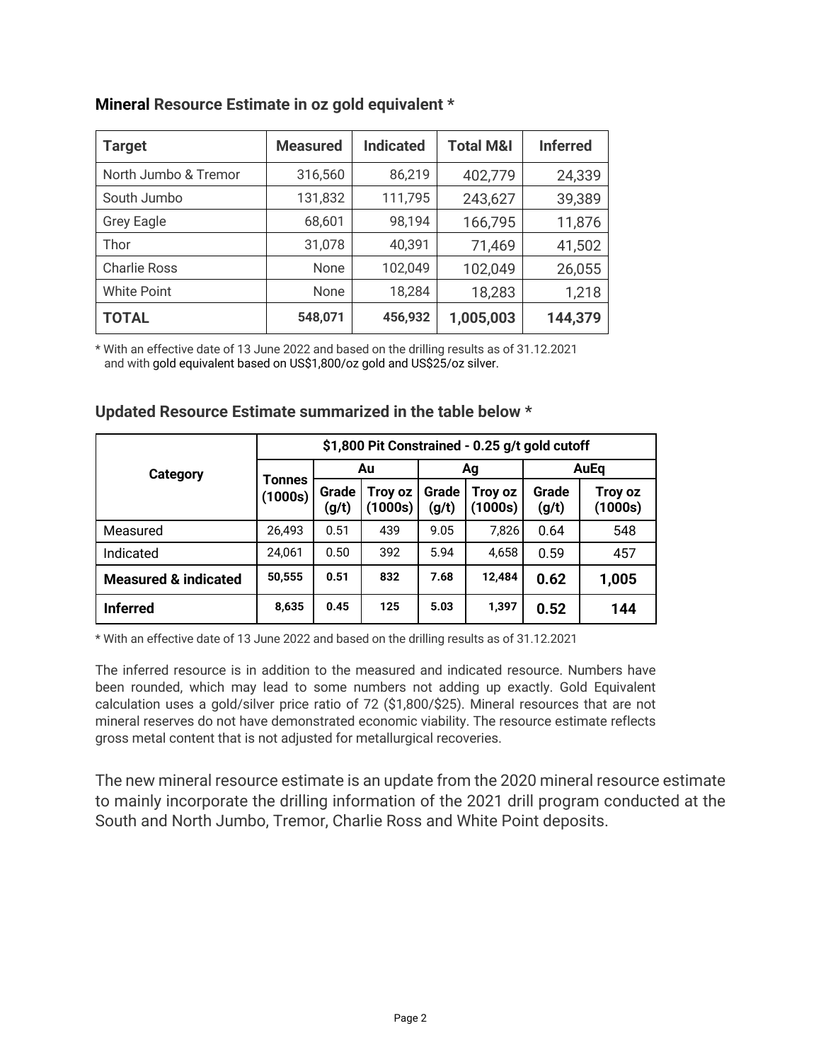### **Mineral** Resource Estimate in oz gold equivalent *

| Target | Measured | Indicated | Total M&I | Inferred |
|---|---|---|---|---|
| North Jumbo & Tremor | 316,560 | 86,219 | 402,779 | 24,339 |
| South Jumbo | 131,832 | 111,795 | 243,627 | 39,389 |
| Grey Eagle | 68,601 | 98,194 | 166,795 | 11,876 |
| Thor | 31,078 | 40,391 | 71,469 | 41,502 |
| Charlie Ross | None | 102,049 | 102,049 | 26,055 |
| White Point | None | 18,284 | 18,283 | 1,218 |
| **TOTAL** | **548,071** | **456,932** | **1,005,003** | **144,379** |

* With an effective date of 13 June 2022 and based on the drilling results as of 31.12.2021 and with gold equivalent based on US$1,800/oz gold and US$25/oz silver.

### Updated Resource Estimate summarized in the table below *

| Category | $1,800 Pit Constrained - 0.25 g/t gold cutoff | | | | | | |
|---|---|---|---|---|---|---|---|
| | Tonnes (1000s) | Au | | Ag | | AuEq | |
| | | Grade (g/t) | Troy oz (1000s) | Grade (g/t) | Troy oz (1000s) | Grade (g/t) | Troy oz (1000s) |
| Measured | 26,493 | 0.51 | 439 | 9.05 | 7,826 | 0.64 | 548 |
| Indicated | 24,061 | 0.50 | 392 | 5.94 | 4,658 | 0.59 | 457 |
| **Measured & indicated** | **50,555** | **0.51** | **832** | **7.68** | **12,484** | **0.62** | **1,005** |
| **Inferred** | **8,635** | **0.45** | **125** | **5.03** | **1,397** | **0.52** | **144** |

* With an effective date of 13 June 2022 and based on the drilling results as of 31.12.2021

The inferred resource is in addition to the measured and indicated resource. Numbers have been rounded, which may lead to some numbers not adding up exactly. Gold Equivalent calculation uses a gold/silver price ratio of 72 ($1,800/$25). Mineral resources that are not mineral reserves do not have demonstrated economic viability. The resource estimate reflects gross metal content that is not adjusted for metallurgical recoveries.

The new mineral resource estimate is an update from the 2020 mineral resource estimate to mainly incorporate the drilling information of the 2021 drill program conducted at the South and North Jumbo, Tremor, Charlie Ross and White Point deposits.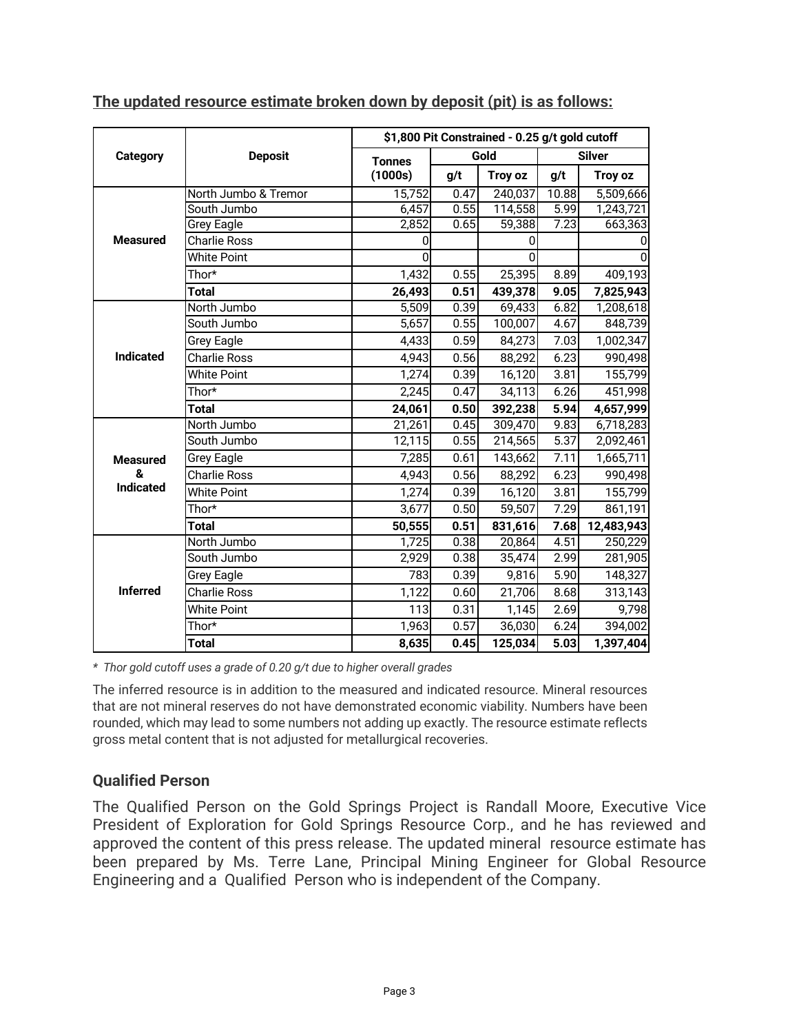**The updated resource estimate broken down by deposit (pit) is as follows:**

| Category | Deposit | \$1,800 Pit Constrained - 0.25 g/t gold cutoff | | | | |
|---|---|---|---|---|---|---|
| | | Tonnes (1000s) | Gold | | Silver | |
| | | | g/t | Troy oz | g/t | Troy oz |
| **Measured** | North Jumbo & Tremor | 15,752 | 0.47 | 240,037 | 10.88 | 5,509,666 |
| | South Jumbo | 6,457 | 0.55 | 114,558 | 5.99 | 1,243,721 |
| | Grey Eagle | 2,852 | 0.65 | 59,388 | 7.23 | 663,363 |
| | Charlie Ross | 0 | | 0 | | 0 |
| | White Point | 0 | | 0 | | 0 |
| | Thor* | 1,432 | 0.55 | 25,395 | 8.89 | 409,193 |
| | **Total** | **26,493** | **0.51** | **439,378** | **9.05** | **7,825,943** |
| **Indicated** | North Jumbo | 5,509 | 0.39 | 69,433 | 6.82 | 1,208,618 |
| | South Jumbo | 5,657 | 0.55 | 100,007 | 4.67 | 848,739 |
| | Grey Eagle | 4,433 | 0.59 | 84,273 | 7.03 | 1,002,347 |
| | Charlie Ross | 4,943 | 0.56 | 88,292 | 6.23 | 990,498 |
| | White Point | 1,274 | 0.39 | 16,120 | 3.81 | 155,799 |
| | Thor* | 2,245 | 0.47 | 34,113 | 6.26 | 451,998 |
| | **Total** | **24,061** | **0.50** | **392,238** | **5.94** | **4,657,999** |
| **Measured & Indicated** | North Jumbo | 21,261 | 0.45 | 309,470 | 9.83 | 6,718,283 |
| | South Jumbo | 12,115 | 0.55 | 214,565 | 5.37 | 2,092,461 |
| | Grey Eagle | 7,285 | 0.61 | 143,662 | 7.11 | 1,665,711 |
| | Charlie Ross | 4,943 | 0.56 | 88,292 | 6.23 | 990,498 |
| | White Point | 1,274 | 0.39 | 16,120 | 3.81 | 155,799 |
| | Thor* | 3,677 | 0.50 | 59,507 | 7.29 | 861,191 |
| | **Total** | **50,555** | **0.51** | **831,616** | **7.68** | **12,483,943** |
| **Inferred** | North Jumbo | 1,725 | 0.38 | 20,864 | 4.51 | 250,229 |
| | South Jumbo | 2,929 | 0.38 | 35,474 | 2.99 | 281,905 |
| | Grey Eagle | 783 | 0.39 | 9,816 | 5.90 | 148,327 |
| | Charlie Ross | 1,122 | 0.60 | 21,706 | 8.68 | 313,143 |
| | White Point | 113 | 0.31 | 1,145 | 2.69 | 9,798 |
| | Thor* | 1,963 | 0.57 | 36,030 | 6.24 | 394,002 |
| | **Total** | **8,635** | **0.45** | **125,034** | **5.03** | **1,397,404** |

*\* Thor gold cutoff uses a grade of 0.20 g/t due to higher overall grades*

The inferred resource is in addition to the measured and indicated resource. Mineral resources that are not mineral reserves do not have demonstrated economic viability. Numbers have been rounded, which may lead to some numbers not adding up exactly. The resource estimate reflects gross metal content that is not adjusted for metallurgical recoveries.

### Qualified Person

The Qualified Person on the Gold Springs Project is Randall Moore, Executive Vice President of Exploration for Gold Springs Resource Corp., and he has reviewed and approved the content of this press release. The updated mineral resource estimate has been prepared by Ms. Terre Lane, Principal Mining Engineer for Global Resource Engineering and a Qualified Person who is independent of the Company.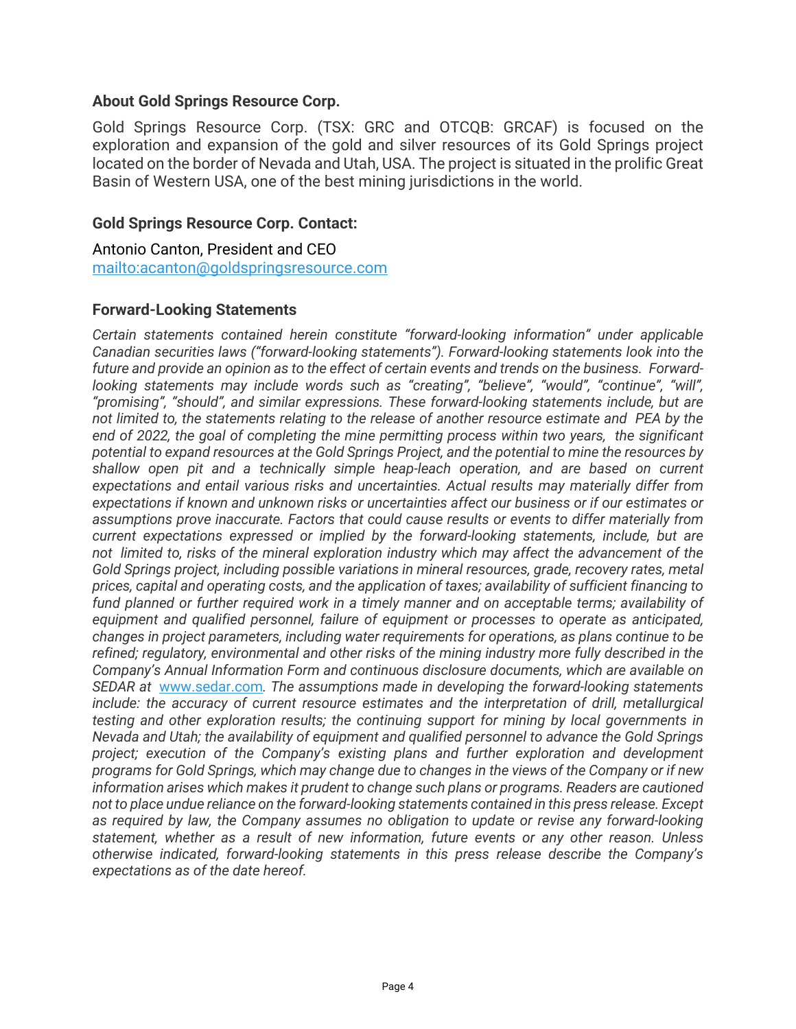### About Gold Springs Resource Corp.

Gold Springs Resource Corp. (TSX: GRC and OTCQB: GRCAF) is focused on the exploration and expansion of the gold and silver resources of its Gold Springs project located on the border of Nevada and Utah, USA. The project is situated in the prolific Great Basin of Western USA, one of the best mining jurisdictions in the world.

### Gold Springs Resource Corp. Contact:

Antonio Canton, President and CEO
mailto:acanton@goldspringsresource.com

### Forward-Looking Statements

*Certain statements contained herein constitute "forward-looking information" under applicable Canadian securities laws ("forward-looking statements"). Forward-looking statements look into the future and provide an opinion as to the effect of certain events and trends on the business. Forward-looking statements may include words such as "creating", "believe", "would", "continue", "will", "promising", "should", and similar expressions. These forward-looking statements include, but are not limited to, the statements relating to the release of another resource estimate and PEA by the end of 2022, the goal of completing the mine permitting process within two years, the significant potential to expand resources at the Gold Springs Project, and the potential to mine the resources by shallow open pit and a technically simple heap-leach operation, and are based on current expectations and entail various risks and uncertainties. Actual results may materially differ from expectations if known and unknown risks or uncertainties affect our business or if our estimates or assumptions prove inaccurate. Factors that could cause results or events to differ materially from current expectations expressed or implied by the forward-looking statements, include, but are not limited to, risks of the mineral exploration industry which may affect the advancement of the Gold Springs project, including possible variations in mineral resources, grade, recovery rates, metal prices, capital and operating costs, and the application of taxes; availability of sufficient financing to fund planned or further required work in a timely manner and on acceptable terms; availability of equipment and qualified personnel, failure of equipment or processes to operate as anticipated, changes in project parameters, including water requirements for operations, as plans continue to be refined; regulatory, environmental and other risks of the mining industry more fully described in the Company's Annual Information Form and continuous disclosure documents, which are available on SEDAR at* www.sedar.com*. The assumptions made in developing the forward-looking statements include: the accuracy of current resource estimates and the interpretation of drill, metallurgical testing and other exploration results; the continuing support for mining by local governments in Nevada and Utah; the availability of equipment and qualified personnel to advance the Gold Springs project; execution of the Company's existing plans and further exploration and development programs for Gold Springs, which may change due to changes in the views of the Company or if new information arises which makes it prudent to change such plans or programs. Readers are cautioned not to place undue reliance on the forward-looking statements contained in this press release. Except as required by law, the Company assumes no obligation to update or revise any forward-looking statement, whether as a result of new information, future events or any other reason. Unless otherwise indicated, forward-looking statements in this press release describe the Company's expectations as of the date hereof.*